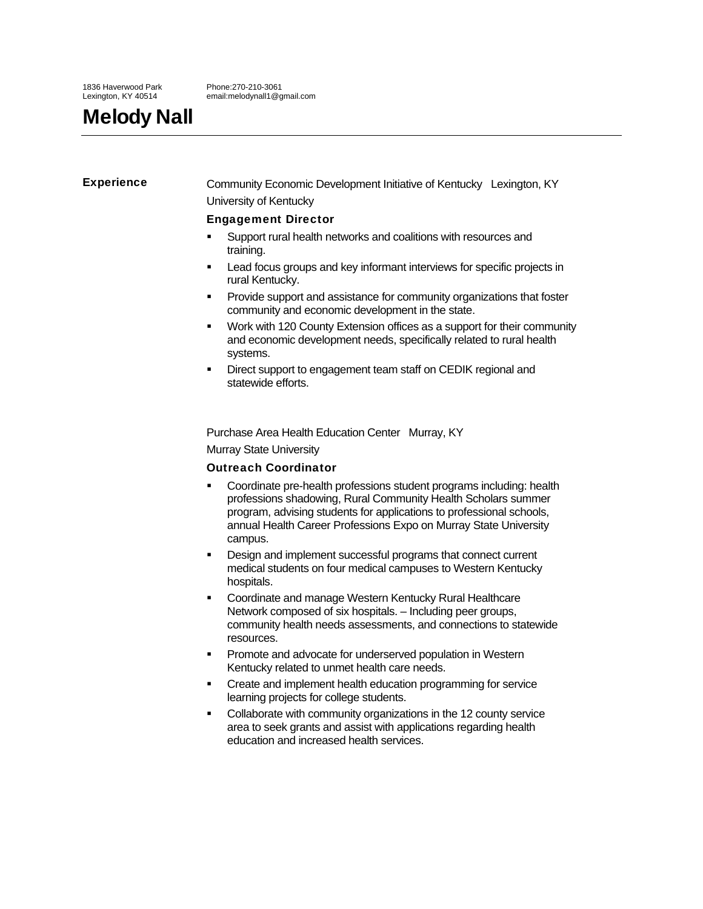1836 Haverwood Park
Lexington, KY 40514

Phone:270-210-3061
email:melodynall1@gmail.com

# Melody Nall

## Experience

Community Economic Development Initiative of Kentucky   Lexington, KY

University of Kentucky

### Engagement Director

- Support rural health networks and coalitions with resources and training.
- Lead focus groups and key informant interviews for specific projects in rural Kentucky.
- Provide support and assistance for community organizations that foster community and economic development in the state.
- Work with 120 County Extension offices as a support for their community and economic development needs, specifically related to rural health systems.
- Direct support to engagement team staff on CEDIK regional and statewide efforts.

Purchase Area Health Education Center   Murray, KY

Murray State University

### Outreach Coordinator

- Coordinate pre-health professions student programs including: health professions shadowing, Rural Community Health Scholars summer program, advising students for applications to professional schools, annual Health Career Professions Expo on Murray State University campus.
- Design and implement successful programs that connect current medical students on four medical campuses to Western Kentucky hospitals.
- Coordinate and manage Western Kentucky Rural Healthcare Network composed of six hospitals. – Including peer groups, community health needs assessments, and connections to statewide resources.
- Promote and advocate for underserved population in Western Kentucky related to unmet health care needs.
- Create and implement health education programming for service learning projects for college students.
- Collaborate with community organizations in the 12 county service area to seek grants and assist with applications regarding health education and increased health services.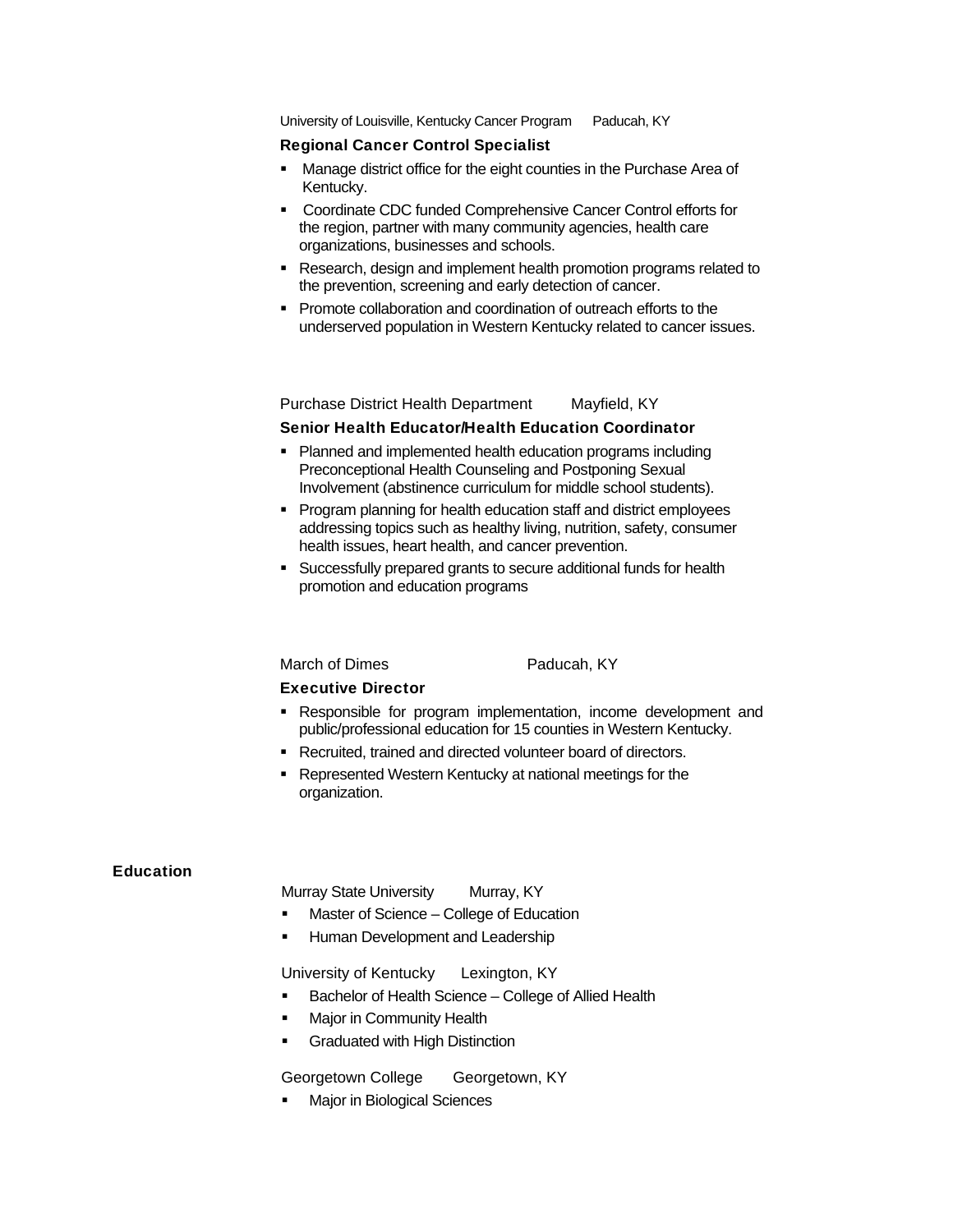University of Louisville, Kentucky Cancer Program Paducah, KY

**Regional Cancer Control Specialist**

- Manage district office for the eight counties in the Purchase Area of Kentucky.
- Coordinate CDC funded Comprehensive Cancer Control efforts for the region, partner with many community agencies, health care organizations, businesses and schools.
- Research, design and implement health promotion programs related to the prevention, screening and early detection of cancer.
- Promote collaboration and coordination of outreach efforts to the underserved population in Western Kentucky related to cancer issues.

Purchase District Health Department Mayfield, KY

**Senior Health Educator/Health Education Coordinator**

- Planned and implemented health education programs including Preconceptional Health Counseling and Postponing Sexual Involvement (abstinence curriculum for middle school students).
- Program planning for health education staff and district employees addressing topics such as healthy living, nutrition, safety, consumer health issues, heart health, and cancer prevention.
- Successfully prepared grants to secure additional funds for health promotion and education programs

March of Dimes Paducah, KY

**Executive Director**

- Responsible for program implementation, income development and public/professional education for 15 counties in Western Kentucky.
- Recruited, trained and directed volunteer board of directors.
- Represented Western Kentucky at national meetings for the organization.

## Education

Murray State University Murray, KY

- Master of Science – College of Education
- Human Development and Leadership

University of Kentucky Lexington, KY

- Bachelor of Health Science – College of Allied Health
- Major in Community Health
- Graduated with High Distinction

Georgetown College Georgetown, KY

- Major in Biological Sciences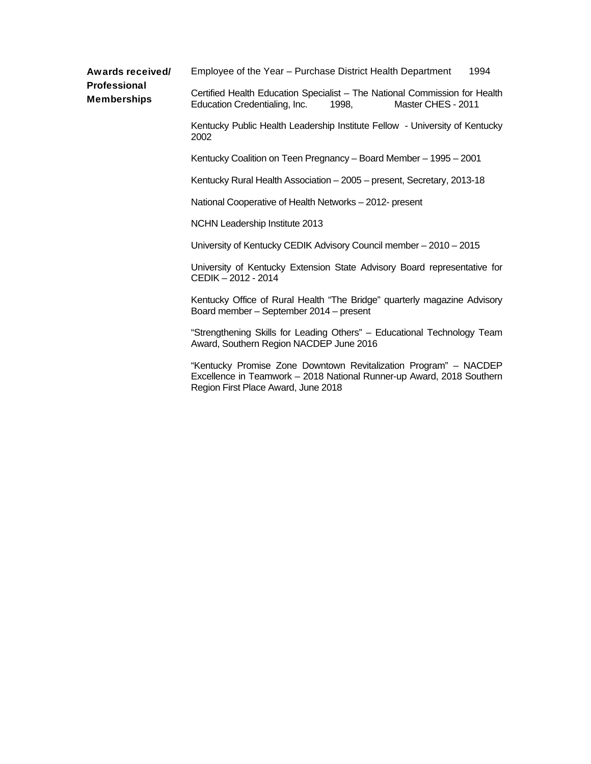**Awards received/ Professional Memberships**

Employee of the Year – Purchase District Health Department 1994

Certified Health Education Specialist – The National Commission for Health Education Credentialing, Inc. 1998, Master CHES - 2011

Kentucky Public Health Leadership Institute Fellow - University of Kentucky 2002

Kentucky Coalition on Teen Pregnancy – Board Member – 1995 – 2001

Kentucky Rural Health Association – 2005 – present, Secretary, 2013-18

National Cooperative of Health Networks – 2012- present

NCHN Leadership Institute 2013

University of Kentucky CEDIK Advisory Council member – 2010 – 2015

University of Kentucky Extension State Advisory Board representative for CEDIK – 2012 - 2014

Kentucky Office of Rural Health "The Bridge" quarterly magazine Advisory Board member – September 2014 – present

"Strengthening Skills for Leading Others" – Educational Technology Team Award, Southern Region NACDEP June 2016

"Kentucky Promise Zone Downtown Revitalization Program" – NACDEP Excellence in Teamwork – 2018 National Runner-up Award, 2018 Southern Region First Place Award, June 2018